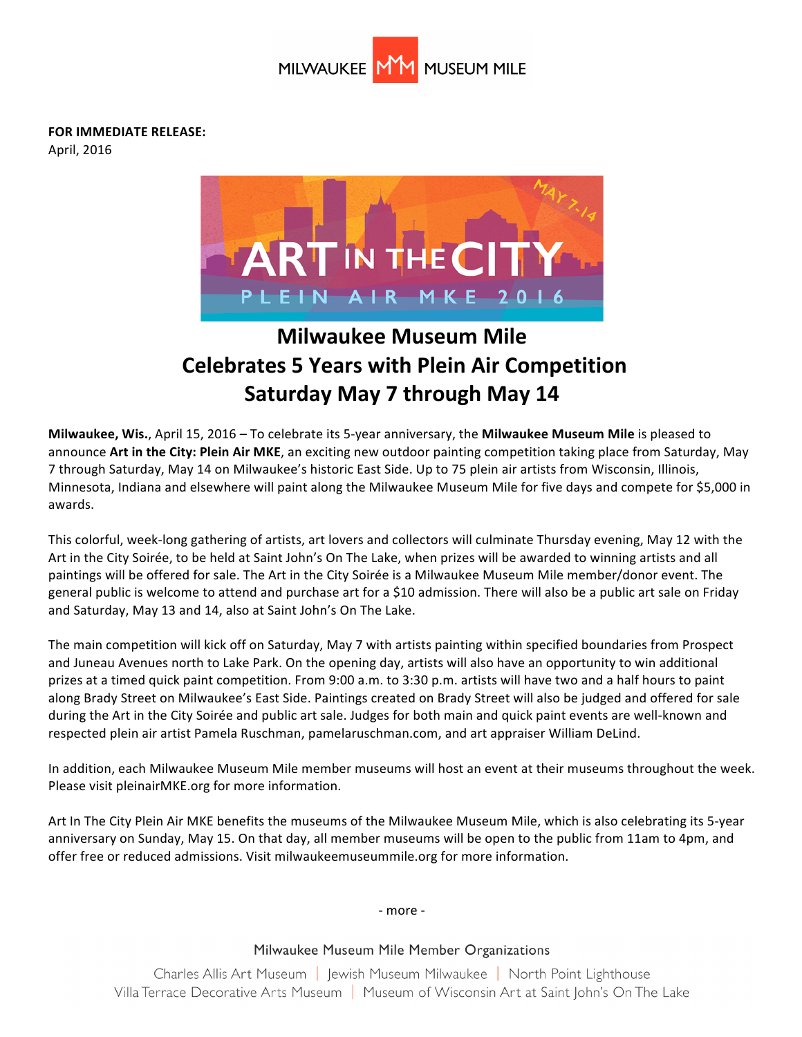MILWAUKEE MUSEUM MILE

**FOR IMMEDIATE RELEASE:**
April, 2016

ART IN THE CITY
PLEIN AIR MKE 2016
MAY 7-14

# Milwaukee Museum Mile
# Celebrates 5 Years with Plein Air Competition
# Saturday May 7 through May 14

**Milwaukee, Wis.**, April 15, 2016 – To celebrate its 5-year anniversary, the **Milwaukee Museum Mile** is pleased to announce **Art in the City: Plein Air MKE**, an exciting new outdoor painting competition taking place from Saturday, May 7 through Saturday, May 14 on Milwaukee's historic East Side. Up to 75 plein air artists from Wisconsin, Illinois, Minnesota, Indiana and elsewhere will paint along the Milwaukee Museum Mile for five days and compete for $5,000 in awards.

This colorful, week-long gathering of artists, art lovers and collectors will culminate Thursday evening, May 12 with the Art in the City Soirée, to be held at Saint John's On The Lake, when prizes will be awarded to winning artists and all paintings will be offered for sale. The Art in the City Soirée is a Milwaukee Museum Mile member/donor event. The general public is welcome to attend and purchase art for a $10 admission. There will also be a public art sale on Friday and Saturday, May 13 and 14, also at Saint John's On The Lake.

The main competition will kick off on Saturday, May 7 with artists painting within specified boundaries from Prospect and Juneau Avenues north to Lake Park. On the opening day, artists will also have an opportunity to win additional prizes at a timed quick paint competition. From 9:00 a.m. to 3:30 p.m. artists will have two and a half hours to paint along Brady Street on Milwaukee's East Side. Paintings created on Brady Street will also be judged and offered for sale during the Art in the City Soirée and public art sale. Judges for both main and quick paint events are well-known and respected plein air artist Pamela Ruschman, pamelaruschman.com, and art appraiser William DeLind.

In addition, each Milwaukee Museum Mile member museums will host an event at their museums throughout the week. Please visit pleinairMKE.org for more information.

Art In The City Plein Air MKE benefits the museums of the Milwaukee Museum Mile, which is also celebrating its 5-year anniversary on Sunday, May 15. On that day, all member museums will be open to the public from 11am to 4pm, and offer free or reduced admissions. Visit milwaukeemuseummile.org for more information.

- more -

Milwaukee Museum Mile Member Organizations

Charles Allis Art Museum | Jewish Museum Milwaukee | North Point Lighthouse
Villa Terrace Decorative Arts Museum | Museum of Wisconsin Art at Saint John's On The Lake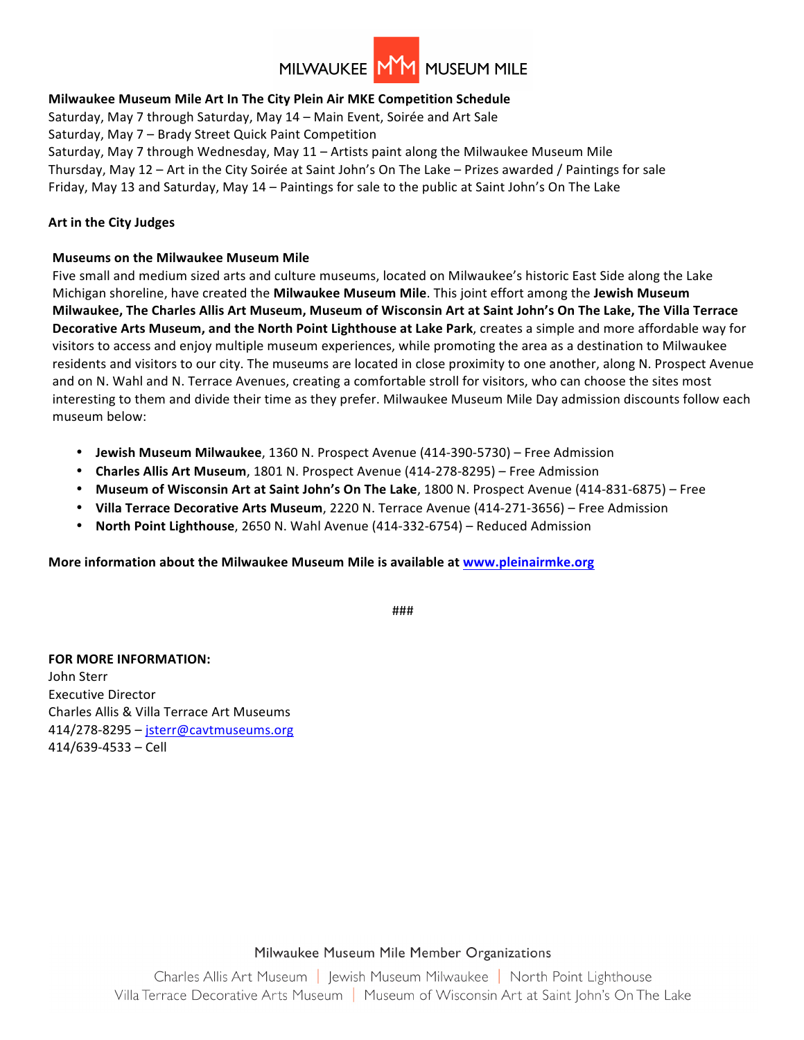MILWAUKEE MM MUSEUM MILE

**Milwaukee Museum Mile Art In The City Plein Air MKE Competition Schedule**

Saturday, May 7 through Saturday, May 14 – Main Event, Soirée and Art Sale
Saturday, May 7 – Brady Street Quick Paint Competition
Saturday, May 7 through Wednesday, May 11 – Artists paint along the Milwaukee Museum Mile
Thursday, May 12 – Art in the City Soirée at Saint John's On The Lake – Prizes awarded / Paintings for sale
Friday, May 13 and Saturday, May 14 – Paintings for sale to the public at Saint John's On The Lake

**Art in the City Judges**

**Museums on the Milwaukee Museum Mile**

Five small and medium sized arts and culture museums, located on Milwaukee's historic East Side along the Lake Michigan shoreline, have created the **Milwaukee Museum Mile**. This joint effort among the **Jewish Museum Milwaukee, The Charles Allis Art Museum, Museum of Wisconsin Art at Saint John's On The Lake, The Villa Terrace Decorative Arts Museum, and the North Point Lighthouse at Lake Park**, creates a simple and more affordable way for visitors to access and enjoy multiple museum experiences, while promoting the area as a destination to Milwaukee residents and visitors to our city. The museums are located in close proximity to one another, along N. Prospect Avenue and on N. Wahl and N. Terrace Avenues, creating a comfortable stroll for visitors, who can choose the sites most interesting to them and divide their time as they prefer. Milwaukee Museum Mile Day admission discounts follow each museum below:

- **Jewish Museum Milwaukee**, 1360 N. Prospect Avenue (414-390-5730) – Free Admission
- **Charles Allis Art Museum**, 1801 N. Prospect Avenue (414-278-8295) – Free Admission
- **Museum of Wisconsin Art at Saint John's On The Lake**, 1800 N. Prospect Avenue (414-831-6875) – Free
- **Villa Terrace Decorative Arts Museum**, 2220 N. Terrace Avenue (414-271-3656) – Free Admission
- **North Point Lighthouse**, 2650 N. Wahl Avenue (414-332-6754) – Reduced Admission

**More information about the Milwaukee Museum Mile is available at www.pleinairmke.org**

###

**FOR MORE INFORMATION:**
John Sterr
Executive Director
Charles Allis & Villa Terrace Art Museums
414/278-8295 – jsterr@cavtmuseums.org
414/639-4533 – Cell

Milwaukee Museum Mile Member Organizations

Charles Allis Art Museum | Jewish Museum Milwaukee | North Point Lighthouse
Villa Terrace Decorative Arts Museum | Museum of Wisconsin Art at Saint John's On The Lake